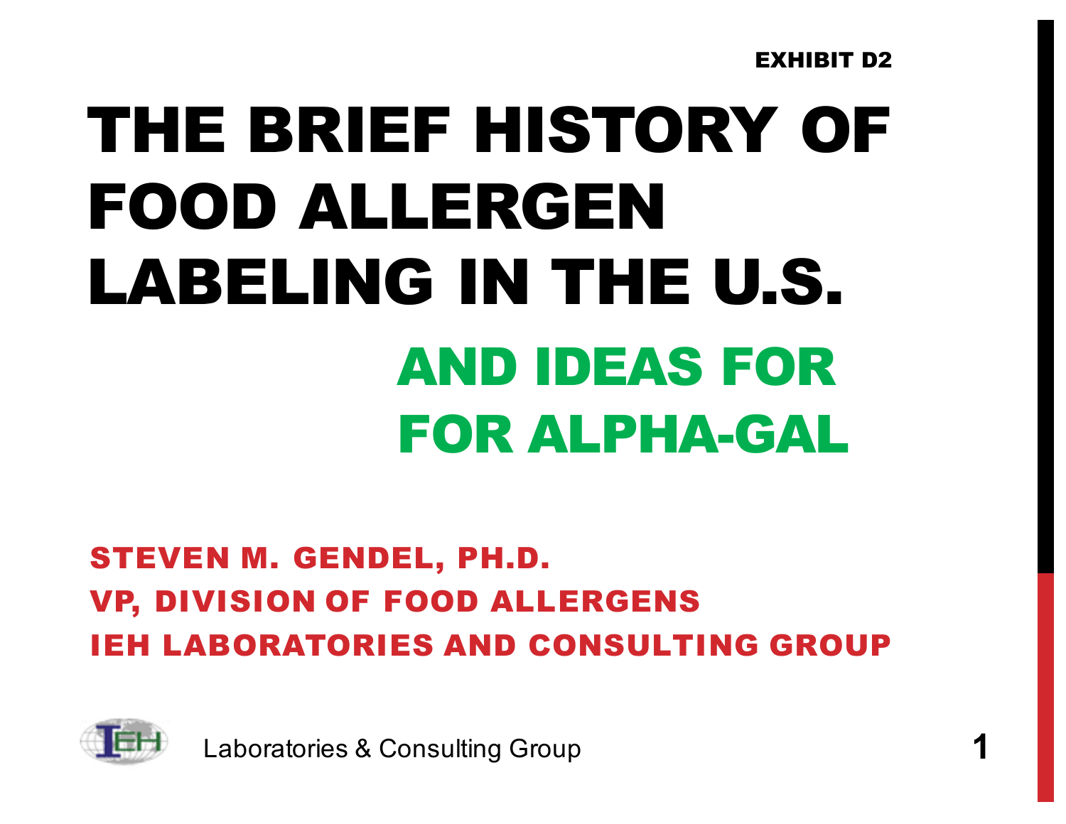EXHIBIT D2

# THE BRIEF HISTORY OF FOOD ALLERGEN LABELING IN THE U.S.

## AND IDEAS FOR FOR ALPHA-GAL

**STEVEN M. GENDEL, PH.D.**
**VP, DIVISION OF FOOD ALLERGENS**
**IEH LABORATORIES AND CONSULTING GROUP**

Laboratories & Consulting Group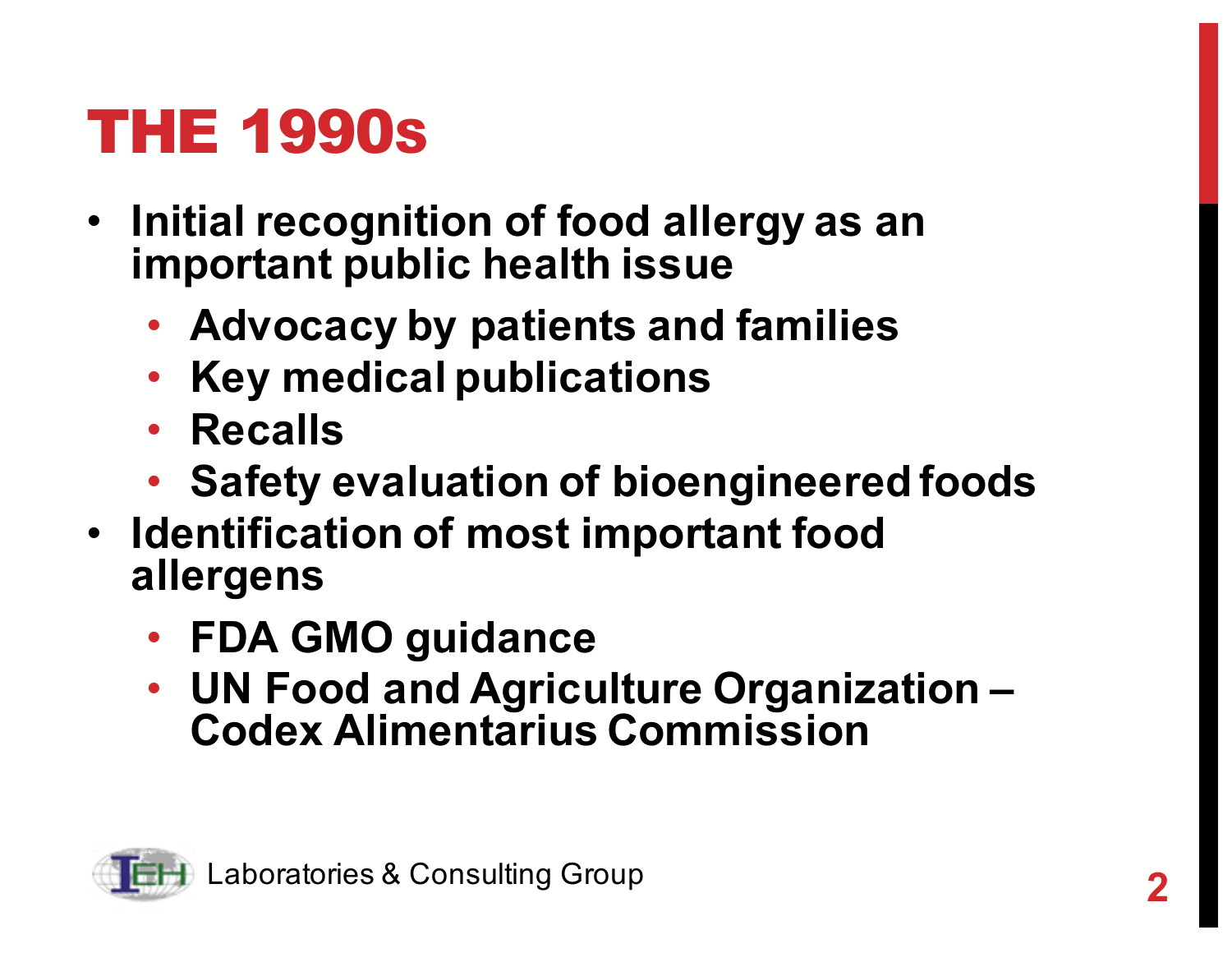# THE 1990s

- Initial recognition of food allergy as an important public health issue
  - Advocacy by patients and families
  - Key medical publications
  - Recalls
  - Safety evaluation of bioengineered foods
- Identification of most important food allergens
  - FDA GMO guidance
  - UN Food and Agriculture Organization – Codex Alimentarius Commission

IEH Laboratories & Consulting Group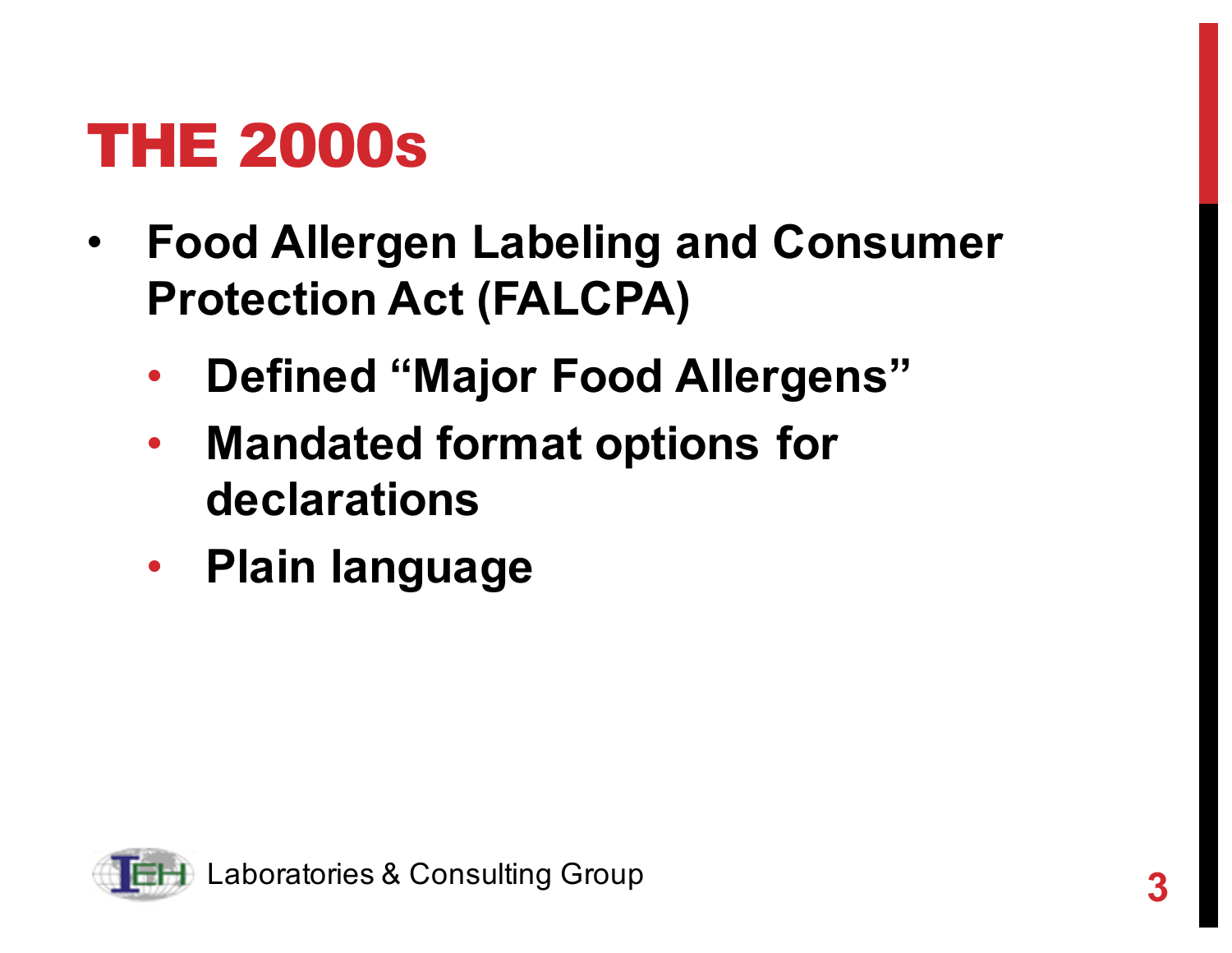# THE 2000s

- Food Allergen Labeling and Consumer Protection Act (FALCPA)
  - Defined "Major Food Allergens"
  - Mandated format options for declarations
  - Plain language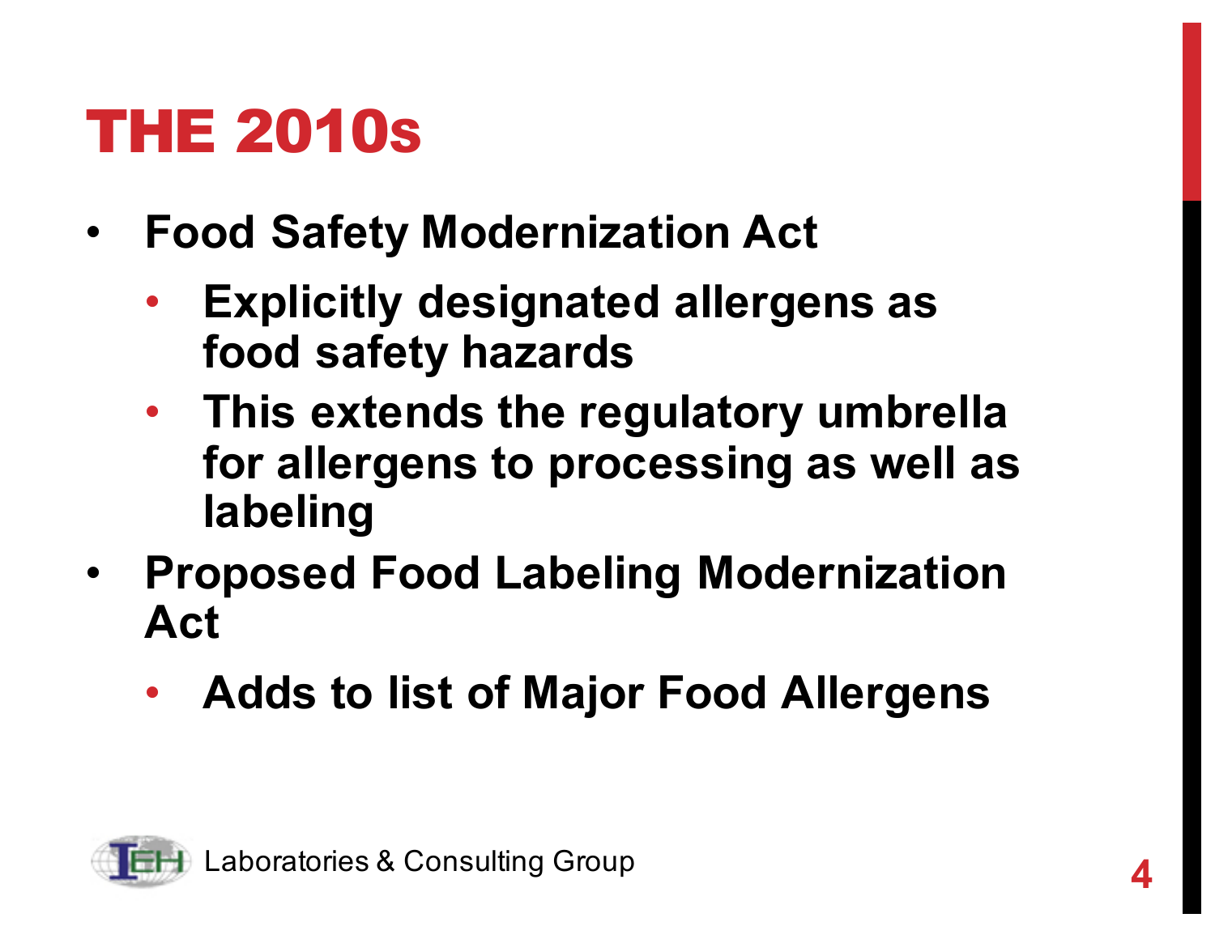# THE 2010s

- Food Safety Modernization Act
  - Explicitly designated allergens as food safety hazards
  - This extends the regulatory umbrella for allergens to processing as well as labeling
- Proposed Food Labeling Modernization Act
  - Adds to list of Major Food Allergens

Laboratories & Consulting Group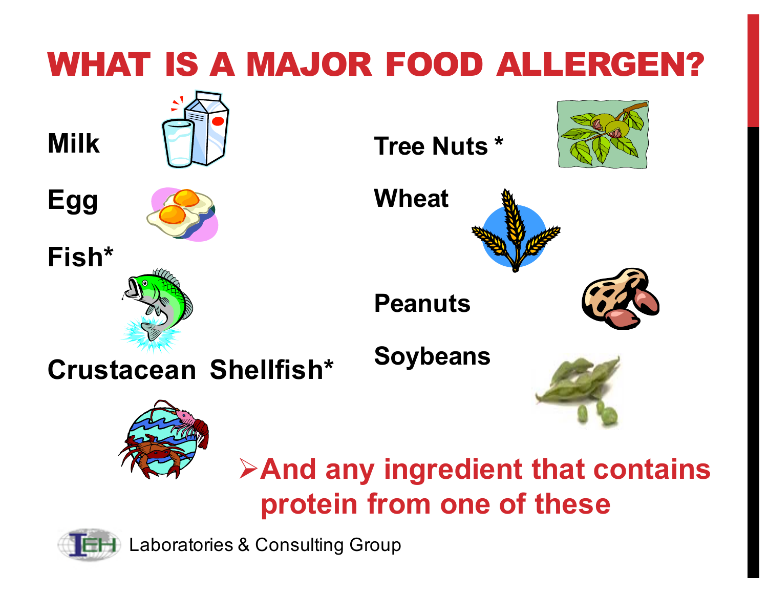# WHAT IS A MAJOR FOOD ALLERGEN?

- Milk
- Egg
- Fish*
- Crustacean Shellfish*
- Tree Nuts *
- Wheat
- Peanuts
- Soybeans

➢ **And any ingredient that contains protein from one of these**

IEH Laboratories & Consulting Group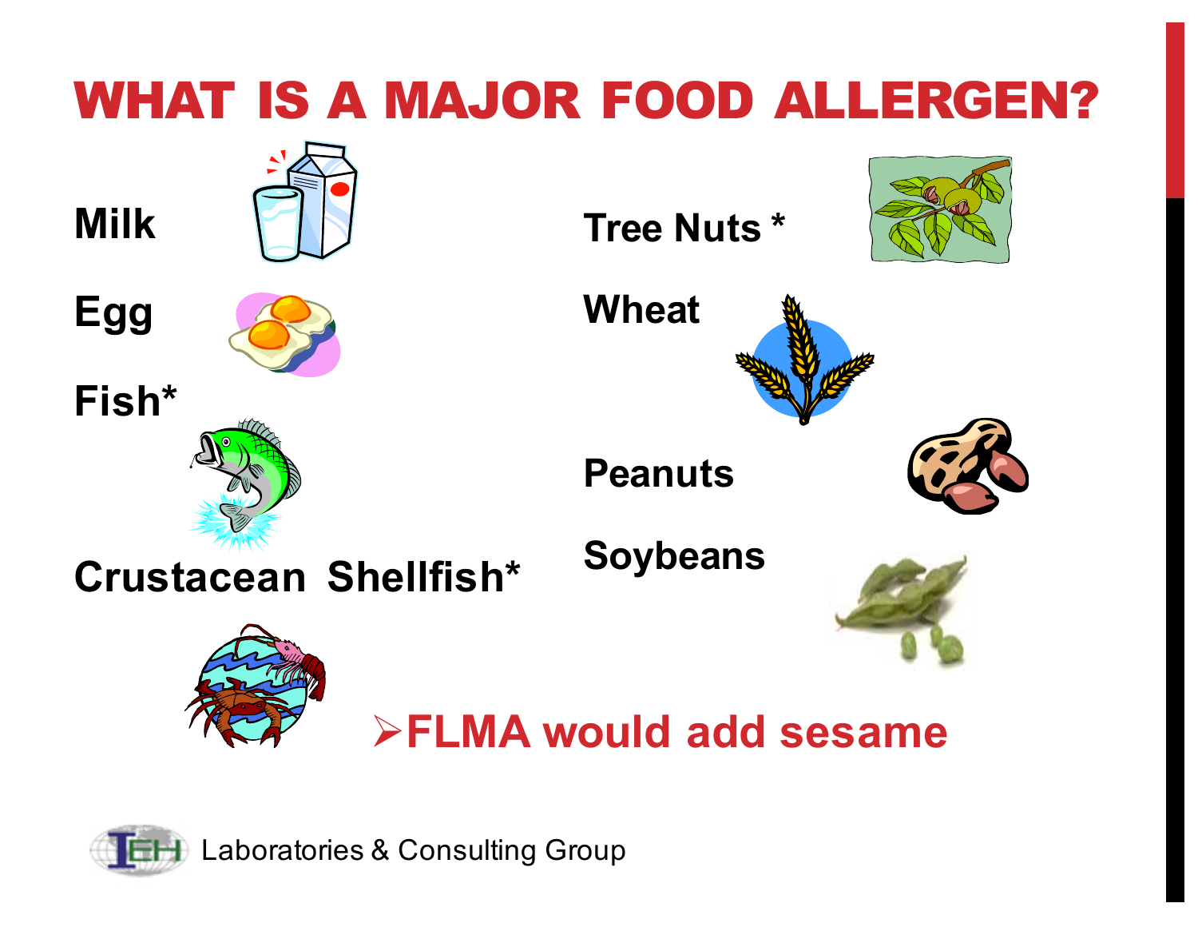# WHAT IS A MAJOR FOOD ALLERGEN?

**Milk**

**Egg**

**Fish***

**Crustacean Shellfish***

**Tree Nuts ***

**Wheat**

**Peanuts**

**Soybeans**

- **FLMA would add sesame**

Laboratories & Consulting Group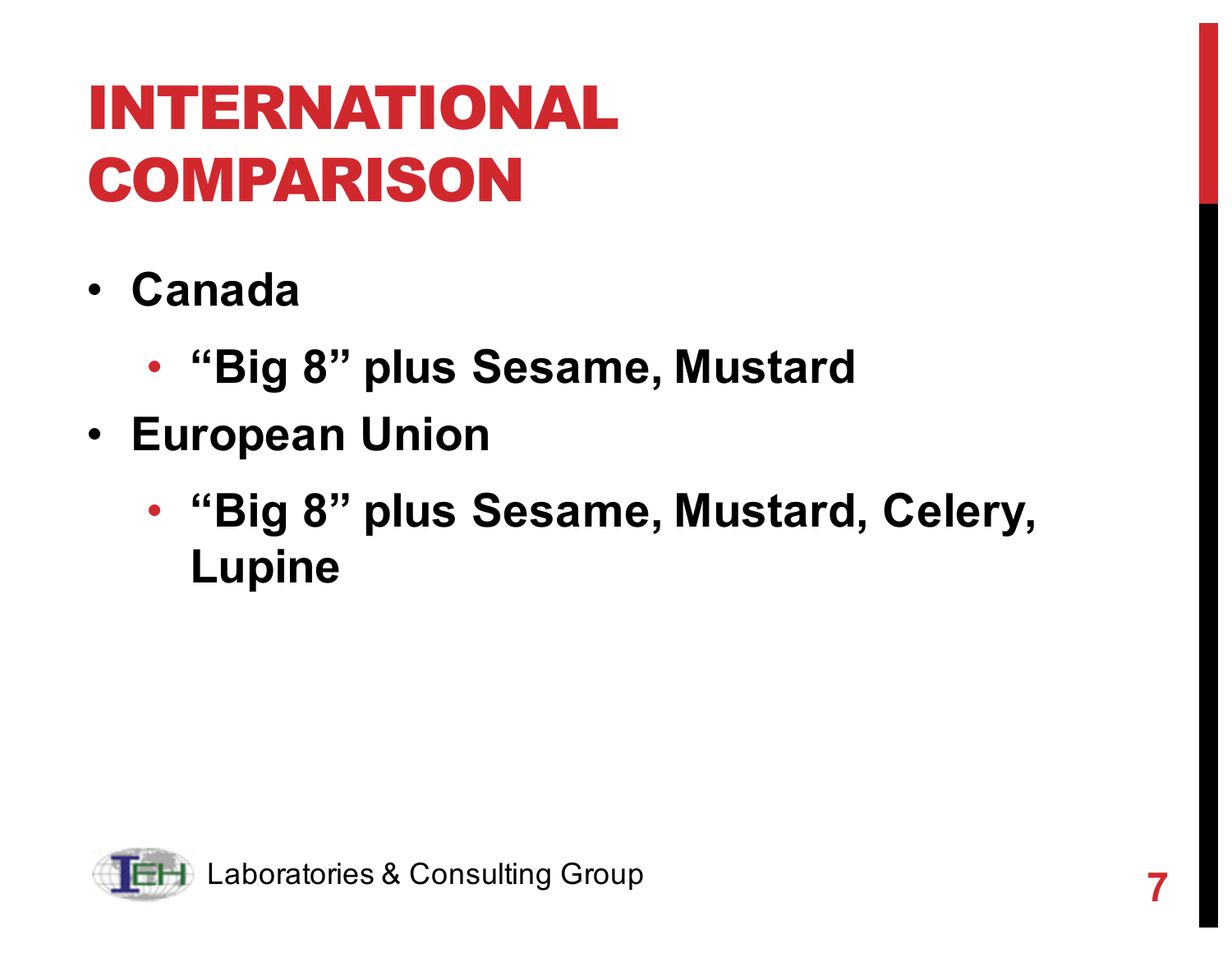# INTERNATIONAL COMPARISON

- Canada
  - "Big 8" plus Sesame, Mustard
- European Union
  - "Big 8" plus Sesame, Mustard, Celery, Lupine

Laboratories & Consulting Group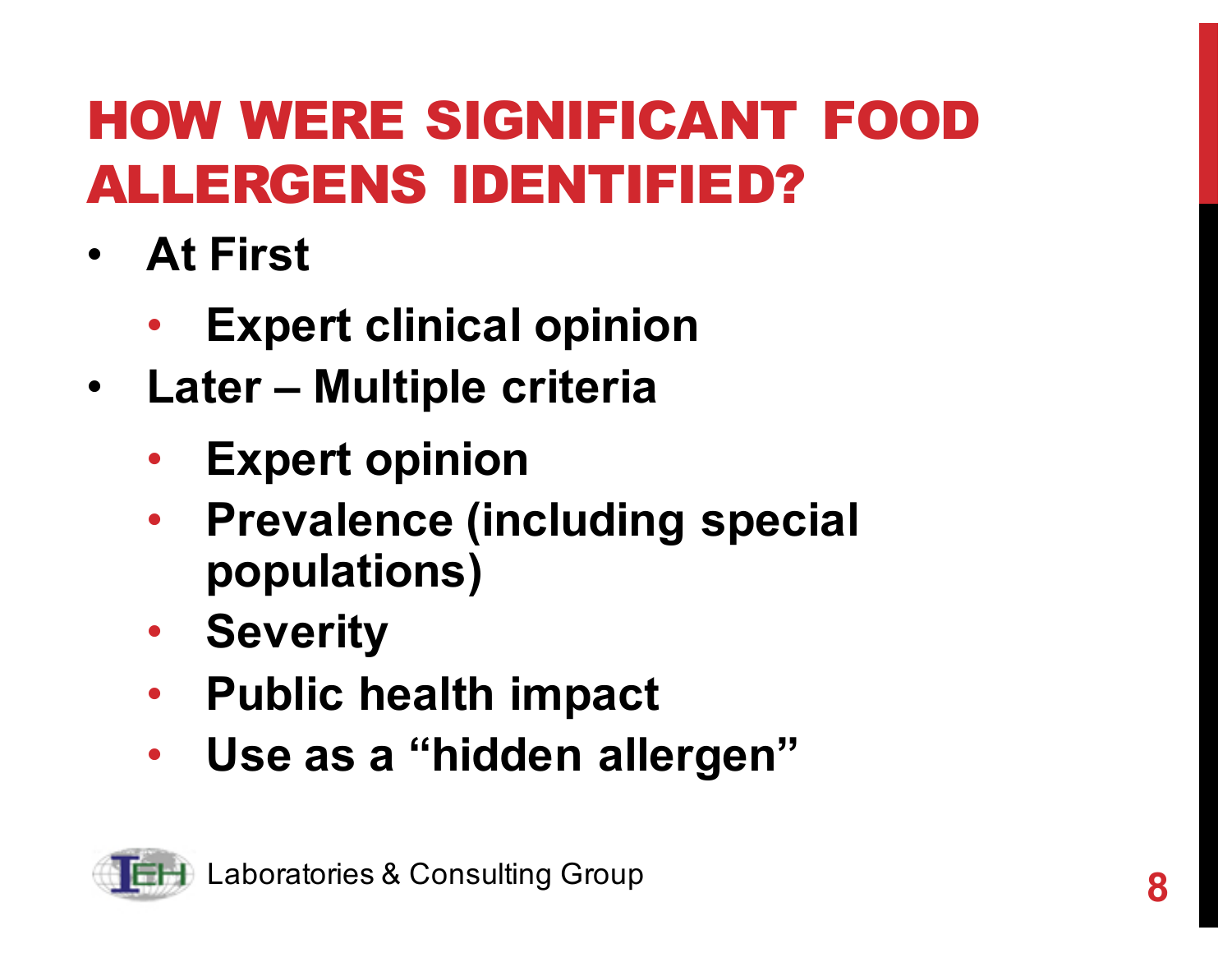# HOW WERE SIGNIFICANT FOOD ALLERGENS IDENTIFIED?

- **At First**
  - **Expert clinical opinion**
- **Later – Multiple criteria**
  - **Expert opinion**
  - **Prevalence (including special populations)**
  - **Severity**
  - **Public health impact**
  - **Use as a "hidden allergen"**

IEH Laboratories & Consulting Group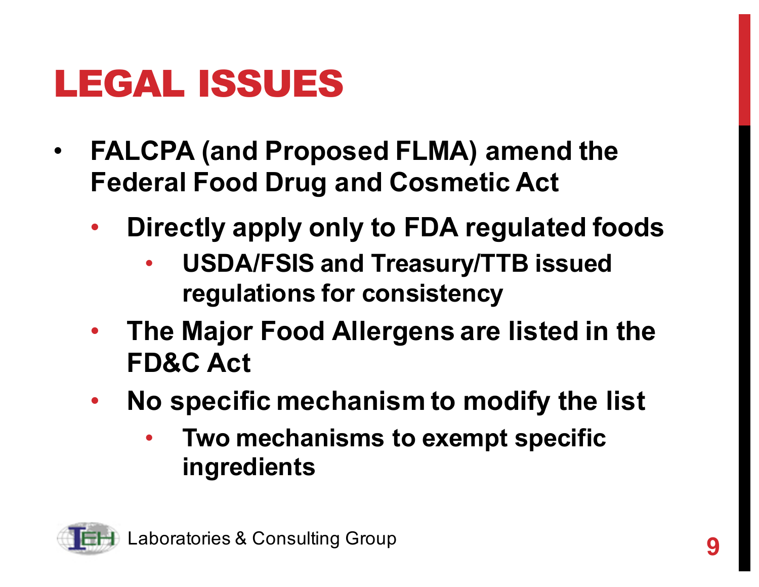# LEGAL ISSUES

- **FALCPA (and Proposed FLMA) amend the Federal Food Drug and Cosmetic Act**
  - **Directly apply only to FDA regulated foods**
    - **USDA/FSIS and Treasury/TTB issued regulations for consistency**
  - **The Major Food Allergens are listed in the FD&C Act**
  - **No specific mechanism to modify the list**
    - **Two mechanisms to exempt specific ingredients**

Laboratories & Consulting Group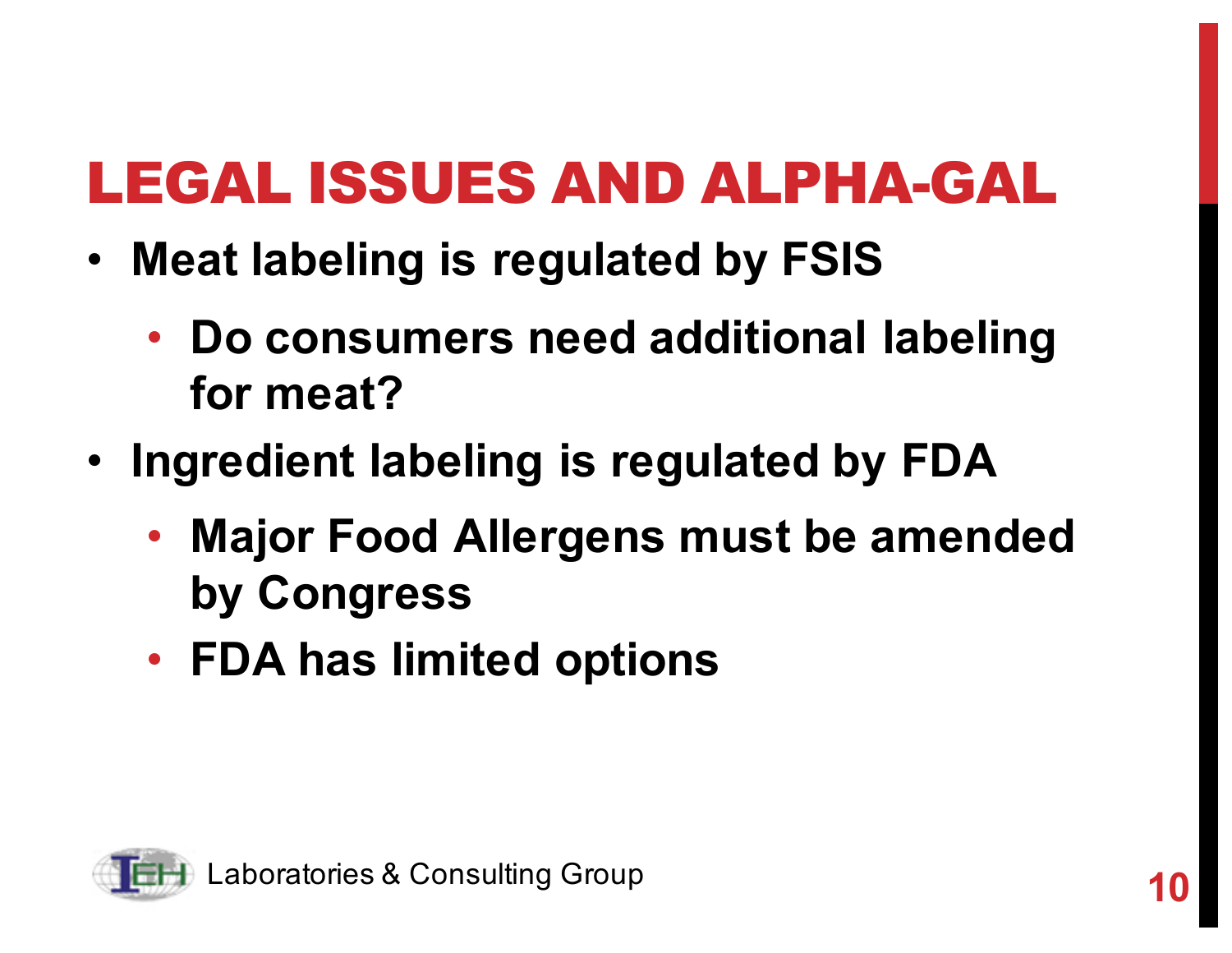# LEGAL ISSUES AND ALPHA-GAL

- Meat labeling is regulated by FSIS
  - Do consumers need additional labeling for meat?
- Ingredient labeling is regulated by FDA
  - Major Food Allergens must be amended by Congress
  - FDA has limited options

IEH Laboratories & Consulting Group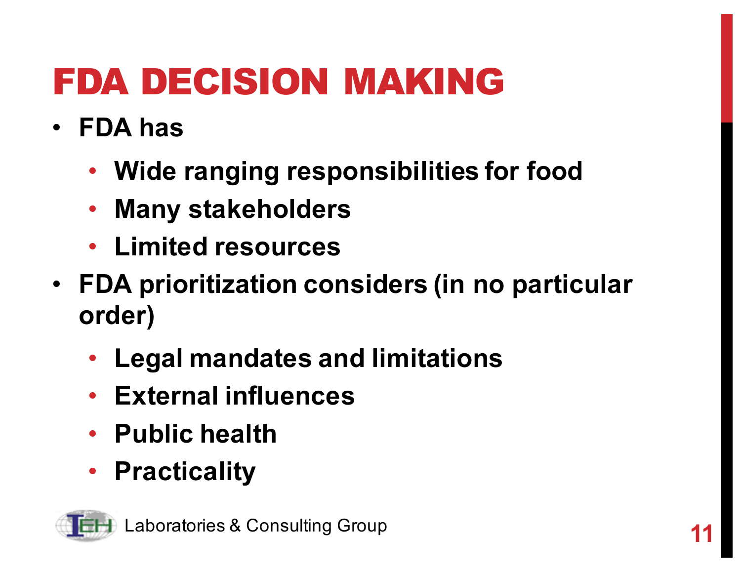# FDA DECISION MAKING

- **FDA has**
  - **Wide ranging responsibilities for food**
  - **Many stakeholders**
  - **Limited resources**
- **FDA prioritization considers (in no particular order)**
  - **Legal mandates and limitations**
  - **External influences**
  - **Public health**
  - **Practicality**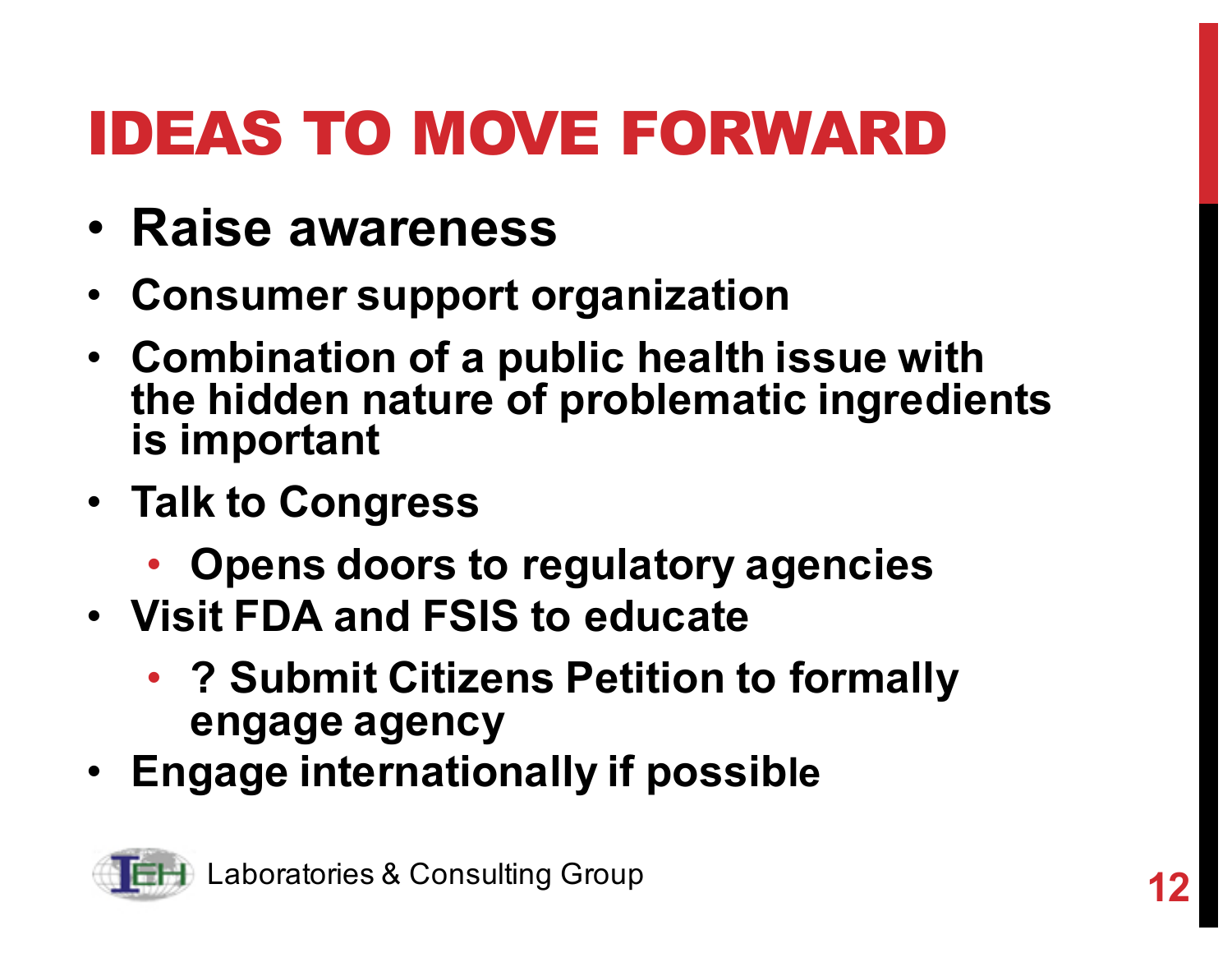# IDEAS TO MOVE FORWARD

- Raise awareness
- Consumer support organization
- Combination of a public health issue with the hidden nature of problematic ingredients is important
- Talk to Congress
    - Opens doors to regulatory agencies
- Visit FDA and FSIS to educate
    - ? Submit Citizens Petition to formally engage agency
- Engage internationally if possible

IEH Laboratories & Consulting Group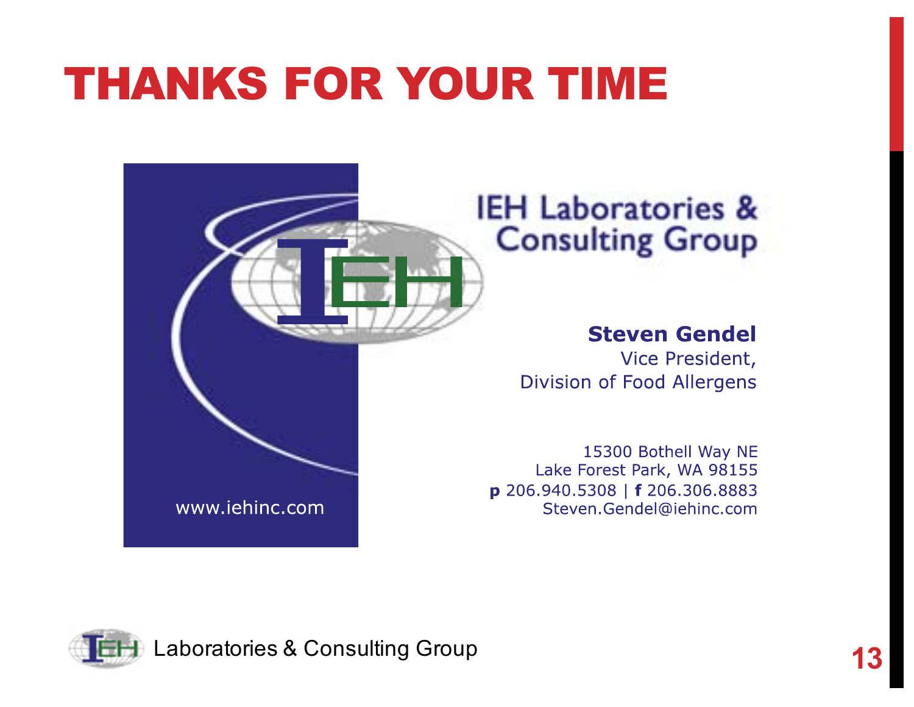# THANKS FOR YOUR TIME

www.iehinc.com

IEH Laboratories & Consulting Group

**Steven Gendel**
Vice President,
Division of Food Allergens

15300 Bothell Way NE
Lake Forest Park, WA 98155
**p** 206.940.5308 | **f** 206.306.8883
Steven.Gendel@iehinc.com

IEH Laboratories & Consulting Group